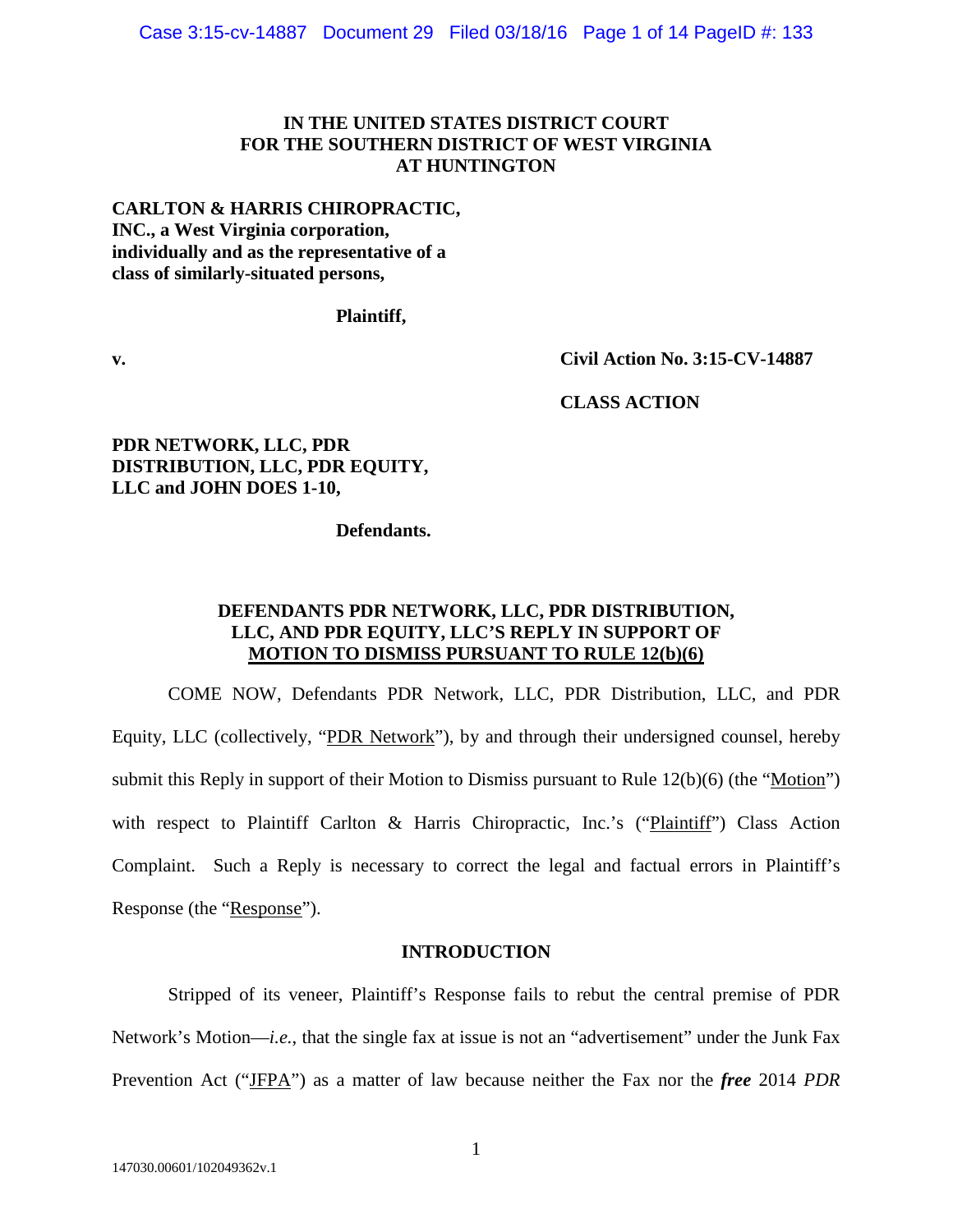**IN THE UNITED STATES DISTRICT COURT**
**FOR THE SOUTHERN DISTRICT OF WEST VIRGINIA**
**AT HUNTINGTON**

**CARLTON & HARRIS CHIROPRACTIC, INC., a West Virginia corporation, individually and as the representative of a class of similarly-situated persons,**

**Plaintiff,**

**v.** **Civil Action No. 3:15-CV-14887**

**CLASS ACTION**

**PDR NETWORK, LLC, PDR DISTRIBUTION, LLC, PDR EQUITY, LLC and JOHN DOES 1-10,**

**Defendants.**

**DEFENDANTS PDR NETWORK, LLC, PDR DISTRIBUTION, LLC, AND PDR EQUITY, LLC'S REPLY IN SUPPORT OF MOTION TO DISMISS PURSUANT TO RULE 12(b)(6)**

COME NOW, Defendants PDR Network, LLC, PDR Distribution, LLC, and PDR Equity, LLC (collectively, "PDR Network"), by and through their undersigned counsel, hereby submit this Reply in support of their Motion to Dismiss pursuant to Rule 12(b)(6) (the "Motion") with respect to Plaintiff Carlton & Harris Chiropractic, Inc.'s ("Plaintiff") Class Action Complaint. Such a Reply is necessary to correct the legal and factual errors in Plaintiff's Response (the "Response").

## INTRODUCTION

Stripped of its veneer, Plaintiff's Response fails to rebut the central premise of PDR Network's Motion—*i.e.*, that the single fax at issue is not an "advertisement" under the Junk Fax Prevention Act ("JFPA") as a matter of law because neither the Fax nor the ***free*** 2014 *PDR*

147030.00601/102049362v.1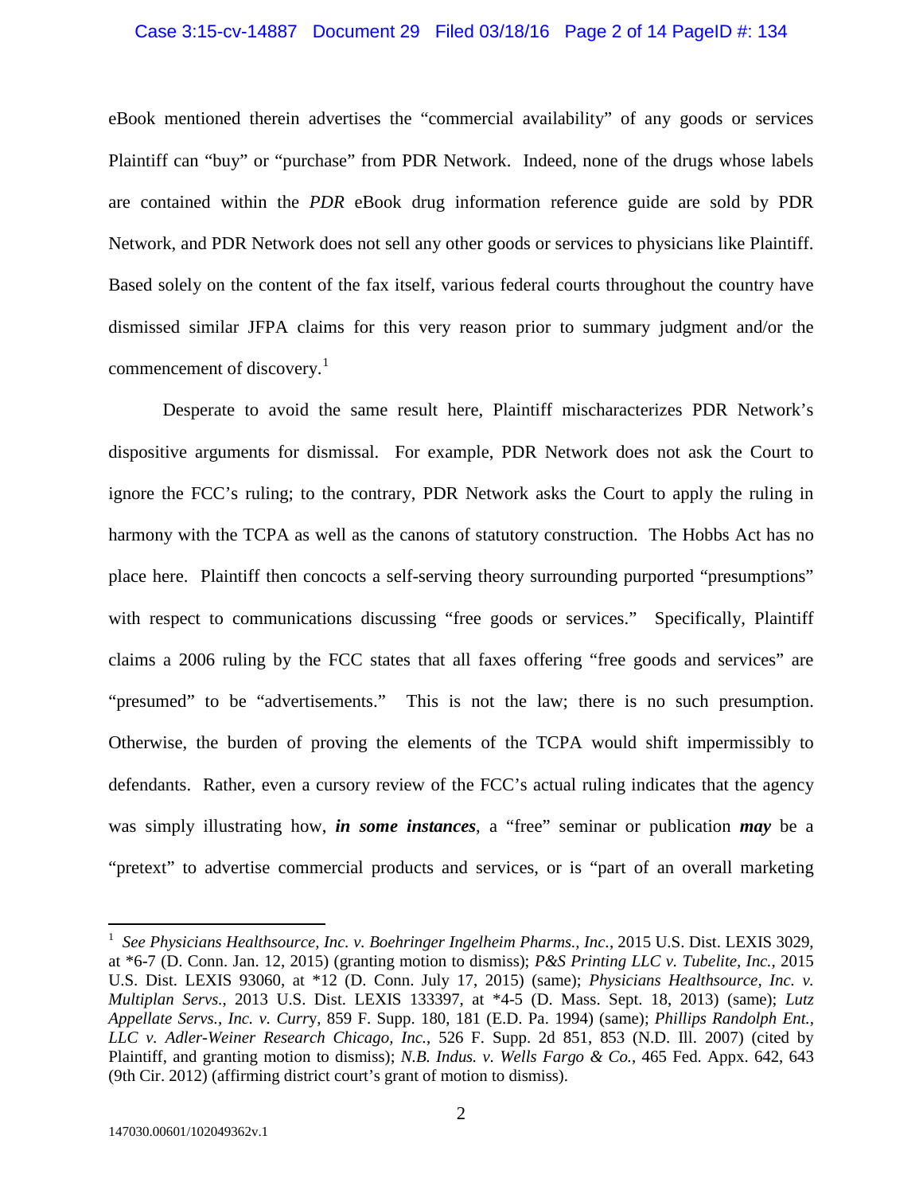eBook mentioned therein advertises the "commercial availability" of any goods or services Plaintiff can "buy" or "purchase" from PDR Network. Indeed, none of the drugs whose labels are contained within the *PDR* eBook drug information reference guide are sold by PDR Network, and PDR Network does not sell any other goods or services to physicians like Plaintiff. Based solely on the content of the fax itself, various federal courts throughout the country have dismissed similar JFPA claims for this very reason prior to summary judgment and/or the commencement of discovery.[1]

Desperate to avoid the same result here, Plaintiff mischaracterizes PDR Network's dispositive arguments for dismissal. For example, PDR Network does not ask the Court to ignore the FCC's ruling; to the contrary, PDR Network asks the Court to apply the ruling in harmony with the TCPA as well as the canons of statutory construction. The Hobbs Act has no place here. Plaintiff then concocts a self-serving theory surrounding purported "presumptions" with respect to communications discussing "free goods or services." Specifically, Plaintiff claims a 2006 ruling by the FCC states that all faxes offering "free goods and services" are "presumed" to be "advertisements." This is not the law; there is no such presumption. Otherwise, the burden of proving the elements of the TCPA would shift impermissibly to defendants. Rather, even a cursory review of the FCC's actual ruling indicates that the agency was simply illustrating how, ***in some instances***, a "free" seminar or publication ***may*** be a "pretext" to advertise commercial products and services, or is "part of an overall marketing

---

[1] *See Physicians Healthsource, Inc. v. Boehringer Ingelheim Pharms., Inc.*, 2015 U.S. Dist. LEXIS 3029, at *6-7 (D. Conn. Jan. 12, 2015) (granting motion to dismiss); *P&S Printing LLC v. Tubelite, Inc.*, 2015 U.S. Dist. LEXIS 93060, at *12 (D. Conn. July 17, 2015) (same); *Physicians Healthsource, Inc. v. Multiplan Servs.*, 2013 U.S. Dist. LEXIS 133397, at *4-5 (D. Mass. Sept. 18, 2013) (same); *Lutz Appellate Servs., Inc. v. Curry*, 859 F. Supp. 180, 181 (E.D. Pa. 1994) (same); *Phillips Randolph Ent., LLC v. Adler-Weiner Research Chicago, Inc.*, 526 F. Supp. 2d 851, 853 (N.D. Ill. 2007) (cited by Plaintiff, and granting motion to dismiss); *N.B. Indus. v. Wells Fargo & Co.*, 465 Fed. Appx. 642, 643 (9th Cir. 2012) (affirming district court's grant of motion to dismiss).

147030.00601/102049362v.1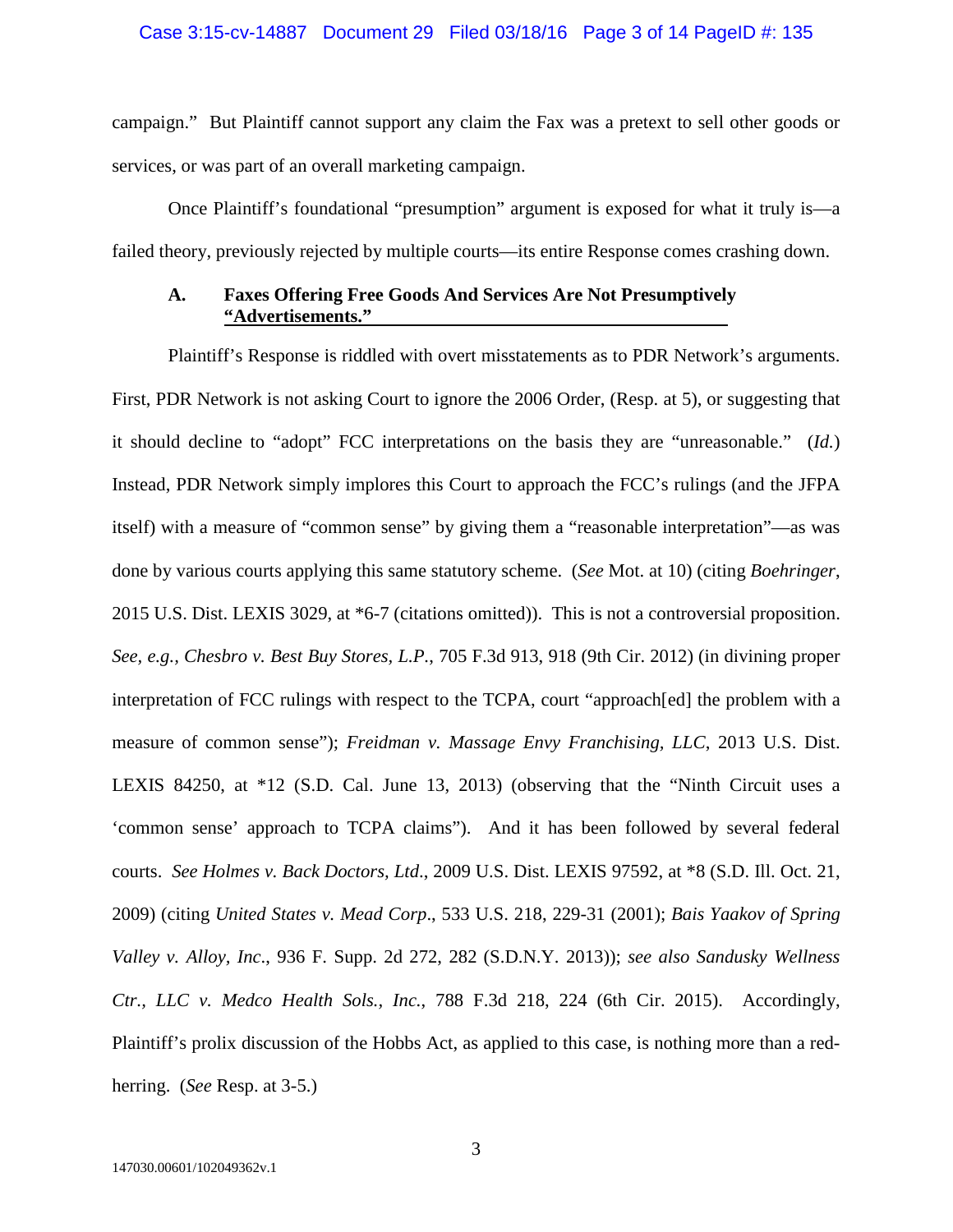campaign." But Plaintiff cannot support any claim the Fax was a pretext to sell other goods or services, or was part of an overall marketing campaign.

Once Plaintiff's foundational "presumption" argument is exposed for what it truly is—a failed theory, previously rejected by multiple courts—its entire Response comes crashing down.

### A. Faxes Offering Free Goods And Services Are Not Presumptively "Advertisements."

Plaintiff's Response is riddled with overt misstatements as to PDR Network's arguments. First, PDR Network is not asking Court to ignore the 2006 Order, (Resp. at 5), or suggesting that it should decline to "adopt" FCC interpretations on the basis they are "unreasonable." (*Id.*) Instead, PDR Network simply implores this Court to approach the FCC's rulings (and the JFPA itself) with a measure of "common sense" by giving them a "reasonable interpretation"—as was done by various courts applying this same statutory scheme. (*See* Mot. at 10) (citing *Boehringer*, 2015 U.S. Dist. LEXIS 3029, at *6-7 (citations omitted)). This is not a controversial proposition. *See, e.g., Chesbro v. Best Buy Stores, L.P.*, 705 F.3d 913, 918 (9th Cir. 2012) (in divining proper interpretation of FCC rulings with respect to the TCPA, court "approach[ed] the problem with a measure of common sense"); *Freidman v. Massage Envy Franchising, LLC*, 2013 U.S. Dist. LEXIS 84250, at *12 (S.D. Cal. June 13, 2013) (observing that the "Ninth Circuit uses a 'common sense' approach to TCPA claims"). And it has been followed by several federal courts. *See Holmes v. Back Doctors, Ltd.*, 2009 U.S. Dist. LEXIS 97592, at *8 (S.D. Ill. Oct. 21, 2009) (citing *United States v. Mead Corp.*, 533 U.S. 218, 229-31 (2001); *Bais Yaakov of Spring Valley v. Alloy, Inc.*, 936 F. Supp. 2d 272, 282 (S.D.N.Y. 2013)); *see also Sandusky Wellness Ctr., LLC v. Medco Health Sols., Inc.*, 788 F.3d 218, 224 (6th Cir. 2015). Accordingly, Plaintiff's prolix discussion of the Hobbs Act, as applied to this case, is nothing more than a red-herring. (*See* Resp. at 3-5.)

147030.00601/102049362v.1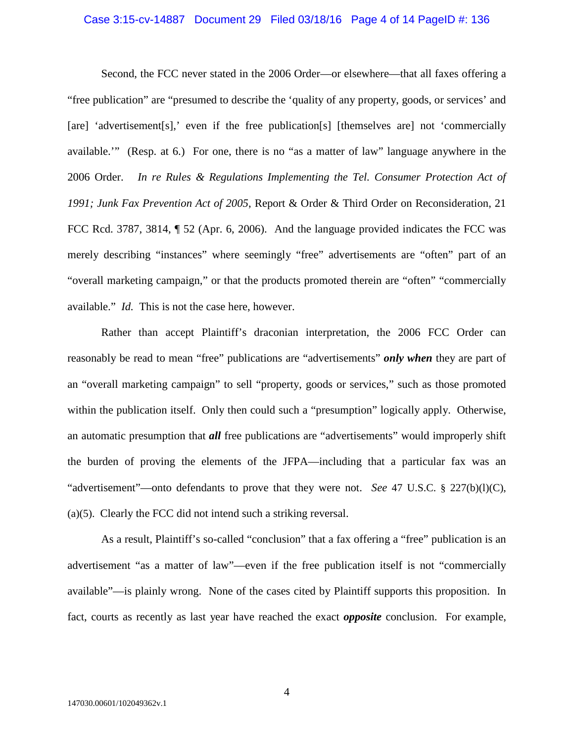Second, the FCC never stated in the 2006 Order—or elsewhere—that all faxes offering a "free publication" are "presumed to describe the 'quality of any property, goods, or services' and [are] 'advertisement[s],' even if the free publication[s] [themselves are] not 'commercially available.'" (Resp. at 6.) For one, there is no "as a matter of law" language anywhere in the 2006 Order. *In re Rules & Regulations Implementing the Tel. Consumer Protection Act of 1991; Junk Fax Prevention Act of 2005*, Report & Order & Third Order on Reconsideration, 21 FCC Rcd. 3787, 3814, ¶ 52 (Apr. 6, 2006). And the language provided indicates the FCC was merely describing "instances" where seemingly "free" advertisements are "often" part of an "overall marketing campaign," or that the products promoted therein are "often" "commercially available." *Id.* This is not the case here, however.

Rather than accept Plaintiff's draconian interpretation, the 2006 FCC Order can reasonably be read to mean "free" publications are "advertisements" ***only when*** they are part of an "overall marketing campaign" to sell "property, goods or services," such as those promoted within the publication itself. Only then could such a "presumption" logically apply. Otherwise, an automatic presumption that ***all*** free publications are "advertisements" would improperly shift the burden of proving the elements of the JFPA—including that a particular fax was an "advertisement"—onto defendants to prove that they were not. *See* 47 U.S.C. § 227(b)(l)(C), (a)(5). Clearly the FCC did not intend such a striking reversal.

As a result, Plaintiff's so-called "conclusion" that a fax offering a "free" publication is an advertisement "as a matter of law"—even if the free publication itself is not "commercially available"—is plainly wrong. None of the cases cited by Plaintiff supports this proposition. In fact, courts as recently as last year have reached the exact ***opposite*** conclusion. For example,

147030.00601/102049362v.1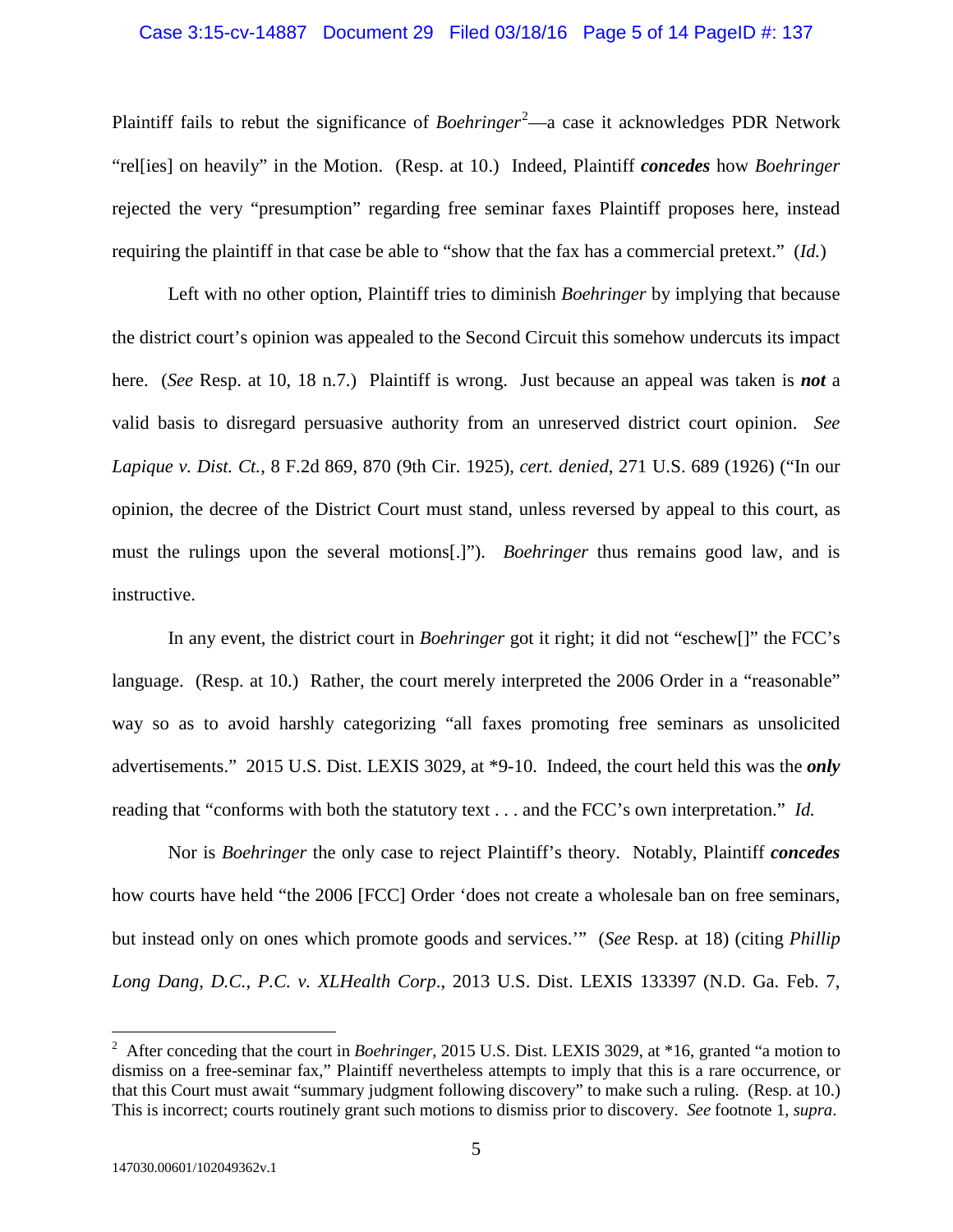Plaintiff fails to rebut the significance of *Boehringer*[2]—a case it acknowledges PDR Network "rel[ies] on heavily" in the Motion. (Resp. at 10.) Indeed, Plaintiff ***concedes*** how *Boehringer* rejected the very "presumption" regarding free seminar faxes Plaintiff proposes here, instead requiring the plaintiff in that case be able to "show that the fax has a commercial pretext." (*Id.*)

Left with no other option, Plaintiff tries to diminish *Boehringer* by implying that because the district court's opinion was appealed to the Second Circuit this somehow undercuts its impact here. (*See* Resp. at 10, 18 n.7.) Plaintiff is wrong. Just because an appeal was taken is ***not*** a valid basis to disregard persuasive authority from an unreserved district court opinion. *See Lapique v. Dist. Ct.*, 8 F.2d 869, 870 (9th Cir. 1925), *cert. denied*, 271 U.S. 689 (1926) ("In our opinion, the decree of the District Court must stand, unless reversed by appeal to this court, as must the rulings upon the several motions[.]"). *Boehringer* thus remains good law, and is instructive.

In any event, the district court in *Boehringer* got it right; it did not "eschew[]" the FCC's language. (Resp. at 10.) Rather, the court merely interpreted the 2006 Order in a "reasonable" way so as to avoid harshly categorizing "all faxes promoting free seminars as unsolicited advertisements." 2015 U.S. Dist. LEXIS 3029, at *9-10. Indeed, the court held this was the ***only*** reading that "conforms with both the statutory text . . . and the FCC's own interpretation." *Id.*

Nor is *Boehringer* the only case to reject Plaintiff's theory. Notably, Plaintiff ***concedes*** how courts have held "the 2006 [FCC] Order 'does not create a wholesale ban on free seminars, but instead only on ones which promote goods and services.'" (*See* Resp. at 18) (citing *Phillip Long Dang, D.C., P.C. v. XLHealth Corp*., 2013 U.S. Dist. LEXIS 133397 (N.D. Ga. Feb. 7,

---

[2] After conceding that the court in *Boehringer*, 2015 U.S. Dist. LEXIS 3029, at *16, granted "a motion to dismiss on a free-seminar fax," Plaintiff nevertheless attempts to imply that this is a rare occurrence, or that this Court must await "summary judgment following discovery" to make such a ruling. (Resp. at 10.) This is incorrect; courts routinely grant such motions to dismiss prior to discovery. *See* footnote 1, *supra*.

147030.00601/102049362v.1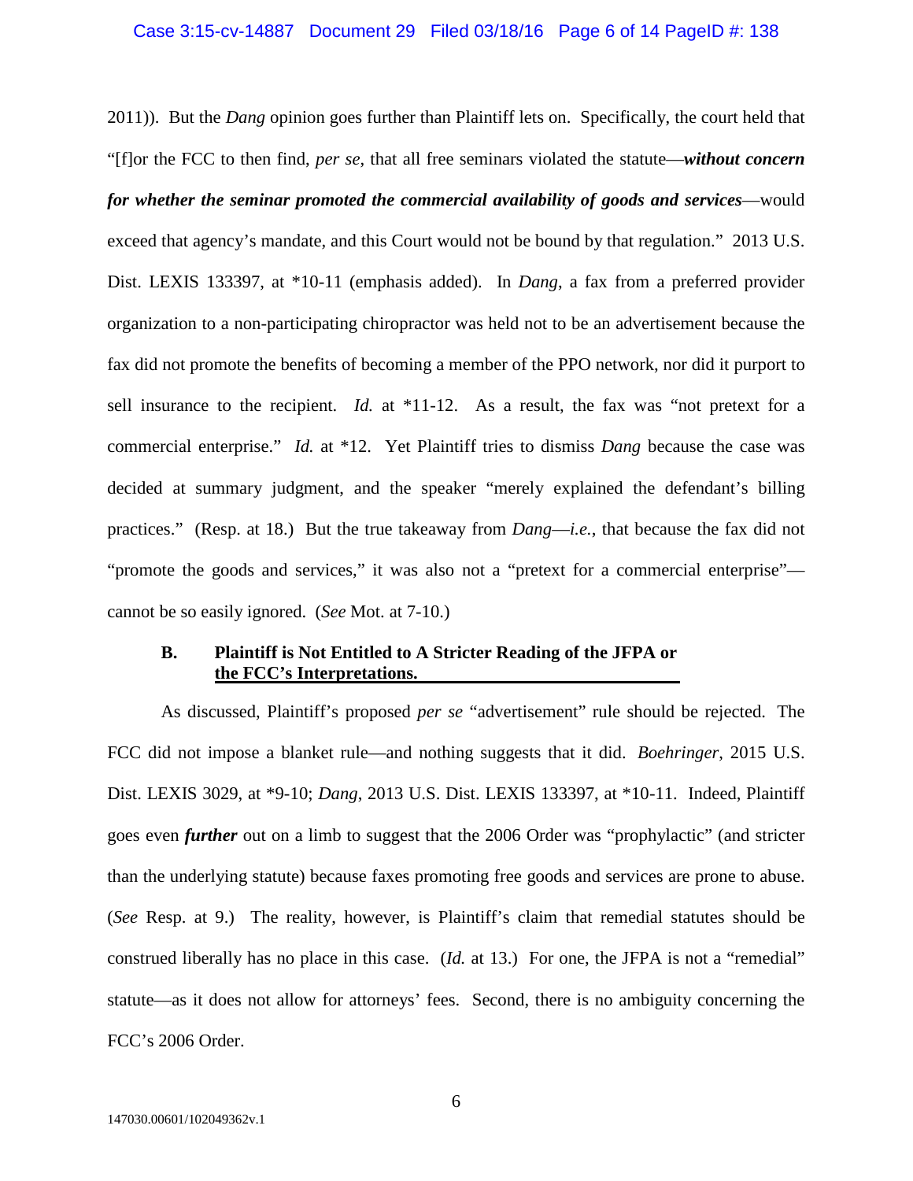2011)). But the *Dang* opinion goes further than Plaintiff lets on. Specifically, the court held that "[f]or the FCC to then find, *per se*, that all free seminars violated the statute—***without concern for whether the seminar promoted the commercial availability of goods and services***—would exceed that agency's mandate, and this Court would not be bound by that regulation." 2013 U.S. Dist. LEXIS 133397, at *10-11 (emphasis added). In *Dang*, a fax from a preferred provider organization to a non-participating chiropractor was held not to be an advertisement because the fax did not promote the benefits of becoming a member of the PPO network, nor did it purport to sell insurance to the recipient. *Id.* at *11-12. As a result, the fax was "not pretext for a commercial enterprise." *Id.* at *12. Yet Plaintiff tries to dismiss *Dang* because the case was decided at summary judgment, and the speaker "merely explained the defendant's billing practices." (Resp. at 18.) But the true takeaway from *Dang*—*i.e.*, that because the fax did not "promote the goods and services," it was also not a "pretext for a commercial enterprise"—cannot be so easily ignored. (*See* Mot. at 7-10.)

### B. Plaintiff is Not Entitled to A Stricter Reading of the JFPA or the FCC's Interpretations.

As discussed, Plaintiff's proposed *per se* "advertisement" rule should be rejected. The FCC did not impose a blanket rule—and nothing suggests that it did. *Boehringer*, 2015 U.S. Dist. LEXIS 3029, at *9-10; *Dang*, 2013 U.S. Dist. LEXIS 133397, at *10-11. Indeed, Plaintiff goes even ***further*** out on a limb to suggest that the 2006 Order was "prophylactic" (and stricter than the underlying statute) because faxes promoting free goods and services are prone to abuse. (*See* Resp. at 9.) The reality, however, is Plaintiff's claim that remedial statutes should be construed liberally has no place in this case. (*Id.* at 13.) For one, the JFPA is not a "remedial" statute—as it does not allow for attorneys' fees. Second, there is no ambiguity concerning the FCC's 2006 Order.

147030.00601/102049362v.1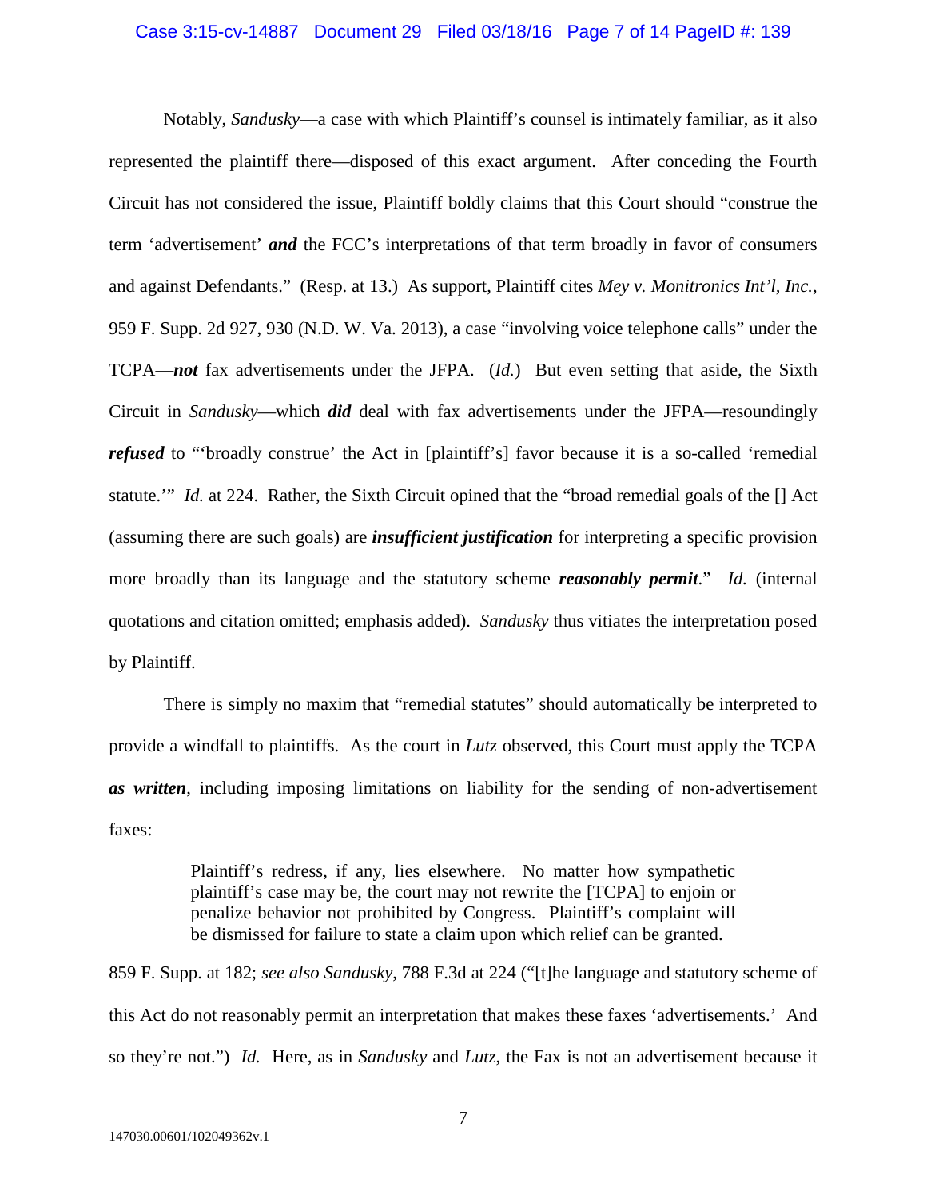Notably, *Sandusky*—a case with which Plaintiff's counsel is intimately familiar, as it also represented the plaintiff there—disposed of this exact argument. After conceding the Fourth Circuit has not considered the issue, Plaintiff boldly claims that this Court should "construe the term 'advertisement' ***and*** the FCC's interpretations of that term broadly in favor of consumers and against Defendants." (Resp. at 13.) As support, Plaintiff cites *Mey v. Monitronics Int'l, Inc.*, 959 F. Supp. 2d 927, 930 (N.D. W. Va. 2013), a case "involving voice telephone calls" under the TCPA—***not*** fax advertisements under the JFPA. (*Id.*) But even setting that aside, the Sixth Circuit in *Sandusky*—which ***did*** deal with fax advertisements under the JFPA—resoundingly ***refused*** to "'broadly construe' the Act in [plaintiff's] favor because it is a so-called 'remedial statute.'" *Id.* at 224. Rather, the Sixth Circuit opined that the "broad remedial goals of the [] Act (assuming there are such goals) are ***insufficient justification*** for interpreting a specific provision more broadly than its language and the statutory scheme ***reasonably permit***." *Id.* (internal quotations and citation omitted; emphasis added). *Sandusky* thus vitiates the interpretation posed by Plaintiff.

There is simply no maxim that "remedial statutes" should automatically be interpreted to provide a windfall to plaintiffs. As the court in *Lutz* observed, this Court must apply the TCPA ***as written***, including imposing limitations on liability for the sending of non-advertisement faxes:

> Plaintiff's redress, if any, lies elsewhere. No matter how sympathetic plaintiff's case may be, the court may not rewrite the [TCPA] to enjoin or penalize behavior not prohibited by Congress. Plaintiff's complaint will be dismissed for failure to state a claim upon which relief can be granted.

859 F. Supp. at 182; *see also Sandusky*, 788 F.3d at 224 ("[t]he language and statutory scheme of this Act do not reasonably permit an interpretation that makes these faxes 'advertisements.' And so they're not.") *Id.* Here, as in *Sandusky* and *Lutz*, the Fax is not an advertisement because it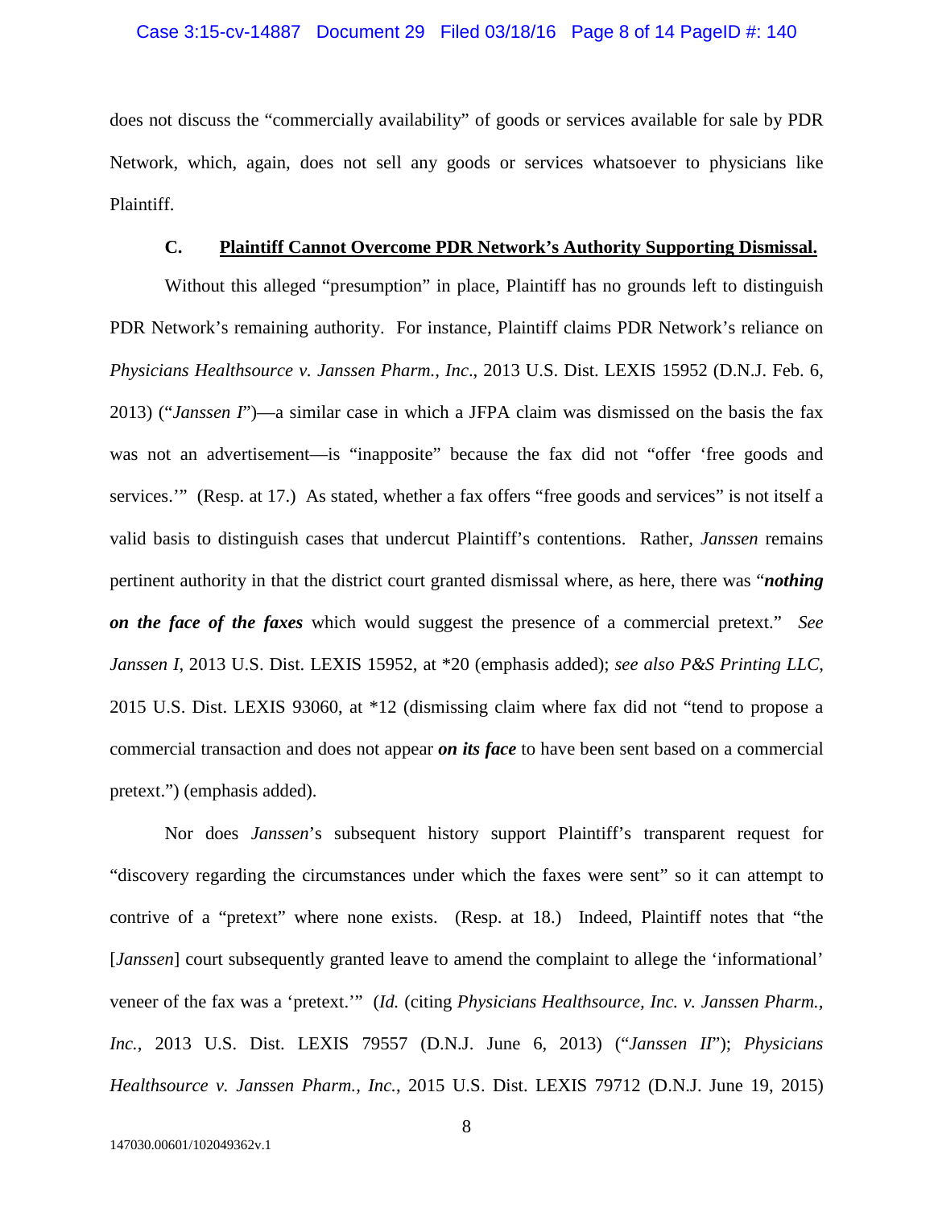does not discuss the "commercially availability" of goods or services available for sale by PDR Network, which, again, does not sell any goods or services whatsoever to physicians like Plaintiff.

### C. <u>Plaintiff Cannot Overcome PDR Network's Authority Supporting Dismissal.</u>

Without this alleged "presumption" in place, Plaintiff has no grounds left to distinguish PDR Network's remaining authority. For instance, Plaintiff claims PDR Network's reliance on *Physicians Healthsource v. Janssen Pharm., Inc*., 2013 U.S. Dist. LEXIS 15952 (D.N.J. Feb. 6, 2013) ("*Janssen I*")—a similar case in which a JFPA claim was dismissed on the basis the fax was not an advertisement—is "inapposite" because the fax did not "offer 'free goods and services.'" (Resp. at 17.) As stated, whether a fax offers "free goods and services" is not itself a valid basis to distinguish cases that undercut Plaintiff's contentions. Rather, *Janssen* remains pertinent authority in that the district court granted dismissal where, as here, there was "***nothing on the face of the faxes*** which would suggest the presence of a commercial pretext." *See Janssen I*, 2013 U.S. Dist. LEXIS 15952, at *20 (emphasis added); *see also P&S Printing LLC*, 2015 U.S. Dist. LEXIS 93060, at *12 (dismissing claim where fax did not "tend to propose a commercial transaction and does not appear ***on its face*** to have been sent based on a commercial pretext.") (emphasis added).

Nor does *Janssen*'s subsequent history support Plaintiff's transparent request for "discovery regarding the circumstances under which the faxes were sent" so it can attempt to contrive of a "pretext" where none exists. (Resp. at 18.) Indeed, Plaintiff notes that "the [*Janssen*] court subsequently granted leave to amend the complaint to allege the 'informational' veneer of the fax was a 'pretext.'" (*Id.* (citing *Physicians Healthsource, Inc. v. Janssen Pharm., Inc.*, 2013 U.S. Dist. LEXIS 79557 (D.N.J. June 6, 2013) ("*Janssen II*"); *Physicians Healthsource v. Janssen Pharm., Inc.*, 2015 U.S. Dist. LEXIS 79712 (D.N.J. June 19, 2015)

147030.00601/102049362v.1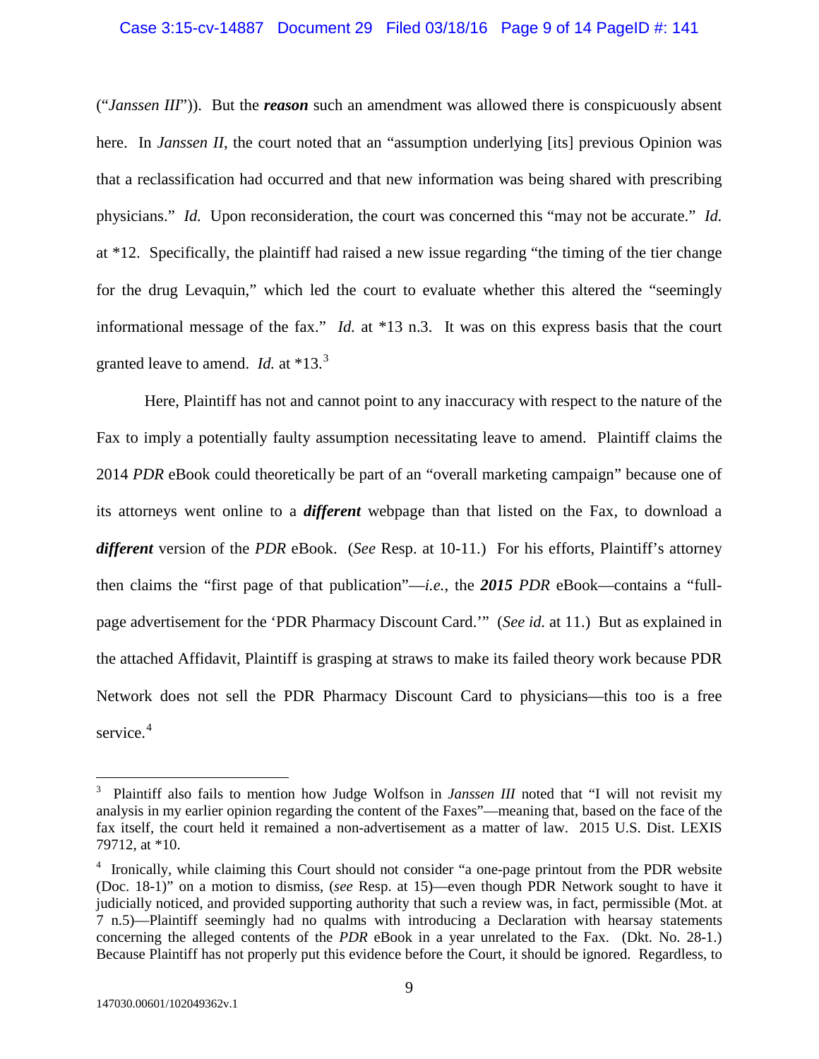("*Janssen III*")). But the ***reason*** such an amendment was allowed there is conspicuously absent here. In *Janssen II*, the court noted that an "assumption underlying [its] previous Opinion was that a reclassification had occurred and that new information was being shared with prescribing physicians." *Id.* Upon reconsideration, the court was concerned this "may not be accurate." *Id.* at *12. Specifically, the plaintiff had raised a new issue regarding "the timing of the tier change for the drug Levaquin," which led the court to evaluate whether this altered the "seemingly informational message of the fax." *Id.* at *13 n.3. It was on this express basis that the court granted leave to amend. *Id.* at *13.[3]

Here, Plaintiff has not and cannot point to any inaccuracy with respect to the nature of the Fax to imply a potentially faulty assumption necessitating leave to amend. Plaintiff claims the 2014 *PDR* eBook could theoretically be part of an "overall marketing campaign" because one of its attorneys went online to a ***different*** webpage than that listed on the Fax, to download a ***different*** version of the *PDR* eBook. (*See* Resp. at 10-11.) For his efforts, Plaintiff's attorney then claims the "first page of that publication"—*i.e.*, the ***2015*** ***PDR*** eBook—contains a "full-page advertisement for the 'PDR Pharmacy Discount Card.'" (*See id.* at 11.) But as explained in the attached Affidavit, Plaintiff is grasping at straws to make its failed theory work because PDR Network does not sell the PDR Pharmacy Discount Card to physicians—this too is a free service.[4]

---

[3] Plaintiff also fails to mention how Judge Wolfson in *Janssen III* noted that "I will not revisit my analysis in my earlier opinion regarding the content of the Faxes"—meaning that, based on the face of the fax itself, the court held it remained a non-advertisement as a matter of law. 2015 U.S. Dist. LEXIS 79712, at *10.

[4] Ironically, while claiming this Court should not consider "a one-page printout from the PDR website (Doc. 18-1)" on a motion to dismiss, (*see* Resp. at 15)—even though PDR Network sought to have it judicially noticed, and provided supporting authority that such a review was, in fact, permissible (Mot. at 7 n.5)—Plaintiff seemingly had no qualms with introducing a Declaration with hearsay statements concerning the alleged contents of the *PDR* eBook in a year unrelated to the Fax. (Dkt. No. 28-1.) Because Plaintiff has not properly put this evidence before the Court, it should be ignored. Regardless, to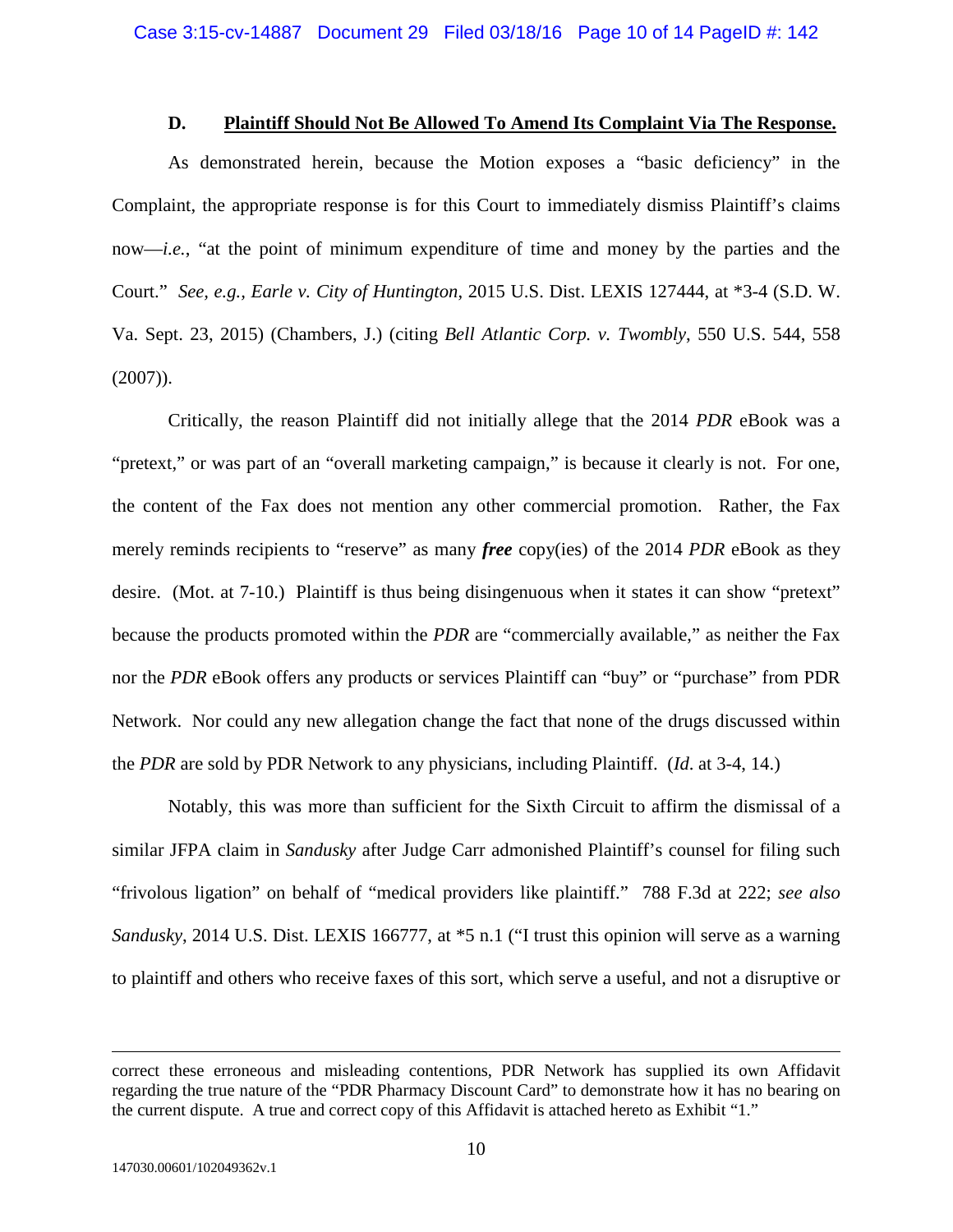### D. Plaintiff Should Not Be Allowed To Amend Its Complaint Via The Response.

As demonstrated herein, because the Motion exposes a "basic deficiency" in the Complaint, the appropriate response is for this Court to immediately dismiss Plaintiff's claims now—*i.e.*, "at the point of minimum expenditure of time and money by the parties and the Court." *See, e.g.*, *Earle v. City of Huntington*, 2015 U.S. Dist. LEXIS 127444, at *3-4 (S.D. W. Va. Sept. 23, 2015) (Chambers, J.) (citing *Bell Atlantic Corp. v. Twombly*, 550 U.S. 544, 558 (2007)).

Critically, the reason Plaintiff did not initially allege that the 2014 *PDR* eBook was a "pretext," or was part of an "overall marketing campaign," is because it clearly is not. For one, the content of the Fax does not mention any other commercial promotion. Rather, the Fax merely reminds recipients to "reserve" as many ***free*** copy(ies) of the 2014 *PDR* eBook as they desire. (Mot. at 7-10.) Plaintiff is thus being disingenuous when it states it can show "pretext" because the products promoted within the *PDR* are "commercially available," as neither the Fax nor the *PDR* eBook offers any products or services Plaintiff can "buy" or "purchase" from PDR Network. Nor could any new allegation change the fact that none of the drugs discussed within the *PDR* are sold by PDR Network to any physicians, including Plaintiff. (*Id.* at 3-4, 14.)

Notably, this was more than sufficient for the Sixth Circuit to affirm the dismissal of a similar JFPA claim in *Sandusky* after Judge Carr admonished Plaintiff's counsel for filing such "frivolous ligation" on behalf of "medical providers like plaintiff." 788 F.3d at 222; *see also Sandusky*, 2014 U.S. Dist. LEXIS 166777, at *5 n.1 ("I trust this opinion will serve as a warning to plaintiff and others who receive faxes of this sort, which serve a useful, and not a disruptive or

---

correct these erroneous and misleading contentions, PDR Network has supplied its own Affidavit regarding the true nature of the "PDR Pharmacy Discount Card" to demonstrate how it has no bearing on the current dispute. A true and correct copy of this Affidavit is attached hereto as Exhibit "1."

147030.00601/102049362v.1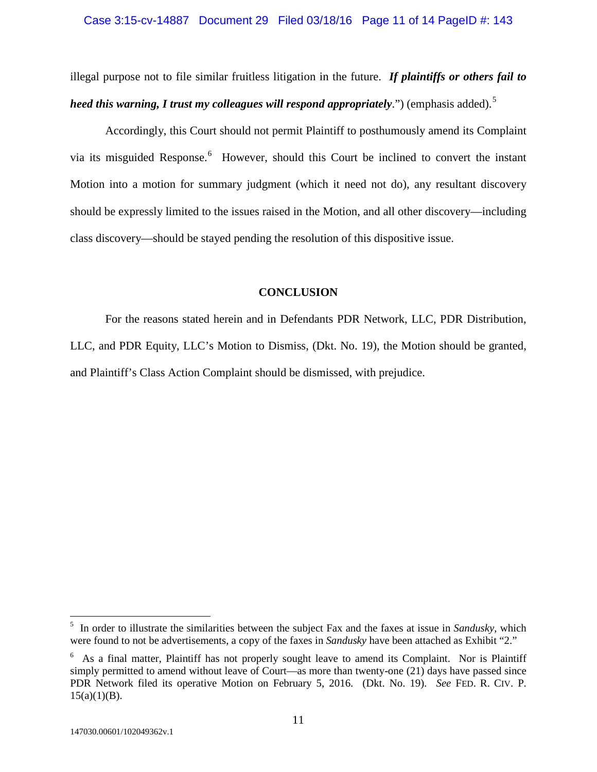illegal purpose not to file similar fruitless litigation in the future. ***If plaintiffs or others fail to heed this warning, I trust my colleagues will respond appropriately***.") (emphasis added).[5]

Accordingly, this Court should not permit Plaintiff to posthumously amend its Complaint via its misguided Response.[6] However, should this Court be inclined to convert the instant Motion into a motion for summary judgment (which it need not do), any resultant discovery should be expressly limited to the issues raised in the Motion, and all other discovery—including class discovery—should be stayed pending the resolution of this dispositive issue.

## CONCLUSION

For the reasons stated herein and in Defendants PDR Network, LLC, PDR Distribution, LLC, and PDR Equity, LLC's Motion to Dismiss, (Dkt. No. 19), the Motion should be granted, and Plaintiff's Class Action Complaint should be dismissed, with prejudice.

---

[5] In order to illustrate the similarities between the subject Fax and the faxes at issue in *Sandusky*, which were found to not be advertisements, a copy of the faxes in *Sandusky* have been attached as Exhibit "2."

[6] As a final matter, Plaintiff has not properly sought leave to amend its Complaint. Nor is Plaintiff simply permitted to amend without leave of Court—as more than twenty-one (21) days have passed since PDR Network filed its operative Motion on February 5, 2016. (Dkt. No. 19). *See* FED. R. CIV. P. 15(a)(1)(B).

147030.00601/102049362v.1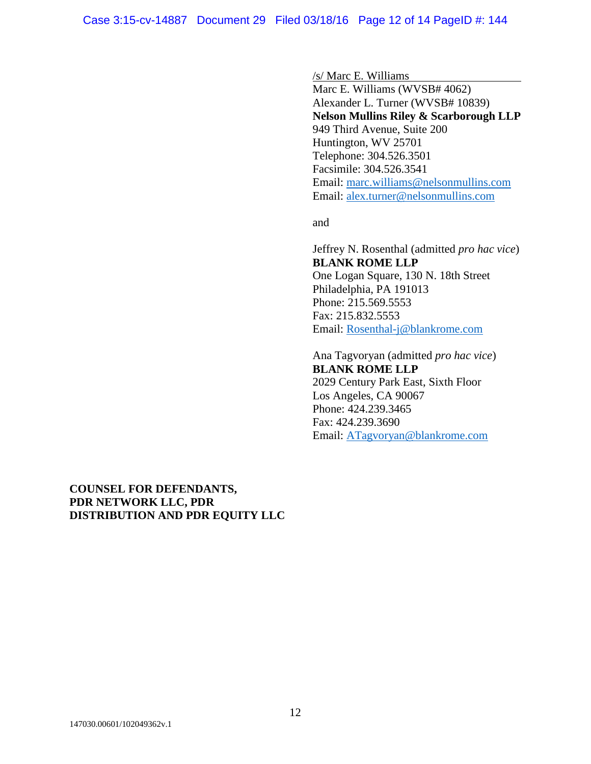/s/ Marc E. Williams
Marc E. Williams (WVSB# 4062)
Alexander L. Turner (WVSB# 10839)
**Nelson Mullins Riley & Scarborough LLP**
949 Third Avenue, Suite 200
Huntington, WV 25701
Telephone: 304.526.3501
Facsimile: 304.526.3541
Email: marc.williams@nelsonmullins.com
Email: alex.turner@nelsonmullins.com

and

Jeffrey N. Rosenthal (admitted *pro hac vice*)
**BLANK ROME LLP**
One Logan Square, 130 N. 18th Street
Philadelphia, PA 191013
Phone: 215.569.5553
Fax: 215.832.5553
Email: Rosenthal-j@blankrome.com

Ana Tagvoryan (admitted *pro hac vice*)
**BLANK ROME LLP**
2029 Century Park East, Sixth Floor
Los Angeles, CA 90067
Phone: 424.239.3465
Fax: 424.239.3690
Email: ATagvoryan@blankrome.com

**COUNSEL FOR DEFENDANTS, PDR NETWORK LLC, PDR DISTRIBUTION AND PDR EQUITY LLC**

147030.00601/102049362v.1